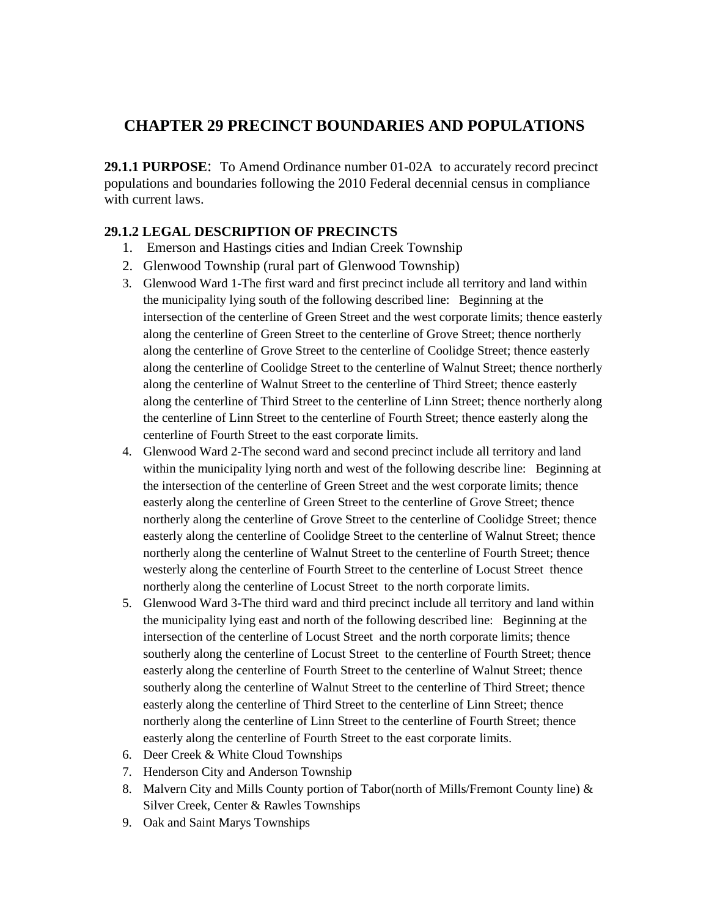# CHAPTER 29 PRECINCT BOUNDARIES AND POPULATIONS

**29.1.1 PURPOSE**: To Amend Ordinance number 01-02A to accurately record precinct populations and boundaries following the 2010 Federal decennial census in compliance with current laws.

**29.1.2 LEGAL DESCRIPTION OF PRECINCTS**

1. Emerson and Hastings cities and Indian Creek Township
2. Glenwood Township (rural part of Glenwood Township)
3. Glenwood Ward 1-The first ward and first precinct include all territory and land within the municipality lying south of the following described line: Beginning at the intersection of the centerline of Green Street and the west corporate limits; thence easterly along the centerline of Green Street to the centerline of Grove Street; thence northerly along the centerline of Grove Street to the centerline of Coolidge Street; thence easterly along the centerline of Coolidge Street to the centerline of Walnut Street; thence northerly along the centerline of Walnut Street to the centerline of Third Street; thence easterly along the centerline of Third Street to the centerline of Linn Street; thence northerly along the centerline of Linn Street to the centerline of Fourth Street; thence easterly along the centerline of Fourth Street to the east corporate limits.
4. Glenwood Ward 2-The second ward and second precinct include all territory and land within the municipality lying north and west of the following describe line: Beginning at the intersection of the centerline of Green Street and the west corporate limits; thence easterly along the centerline of Green Street to the centerline of Grove Street; thence northerly along the centerline of Grove Street to the centerline of Coolidge Street; thence easterly along the centerline of Coolidge Street to the centerline of Walnut Street; thence northerly along the centerline of Walnut Street to the centerline of Fourth Street; thence westerly along the centerline of Fourth Street to the centerline of Locust Street thence northerly along the centerline of Locust Street to the north corporate limits.
5. Glenwood Ward 3-The third ward and third precinct include all territory and land within the municipality lying east and north of the following described line: Beginning at the intersection of the centerline of Locust Street and the north corporate limits; thence southerly along the centerline of Locust Street to the centerline of Fourth Street; thence easterly along the centerline of Fourth Street to the centerline of Walnut Street; thence southerly along the centerline of Walnut Street to the centerline of Third Street; thence easterly along the centerline of Third Street to the centerline of Linn Street; thence northerly along the centerline of Linn Street to the centerline of Fourth Street; thence easterly along the centerline of Fourth Street to the east corporate limits.
6. Deer Creek & White Cloud Townships
7. Henderson City and Anderson Township
8. Malvern City and Mills County portion of Tabor(north of Mills/Fremont County line) & Silver Creek, Center & Rawles Townships
9. Oak and Saint Marys Townships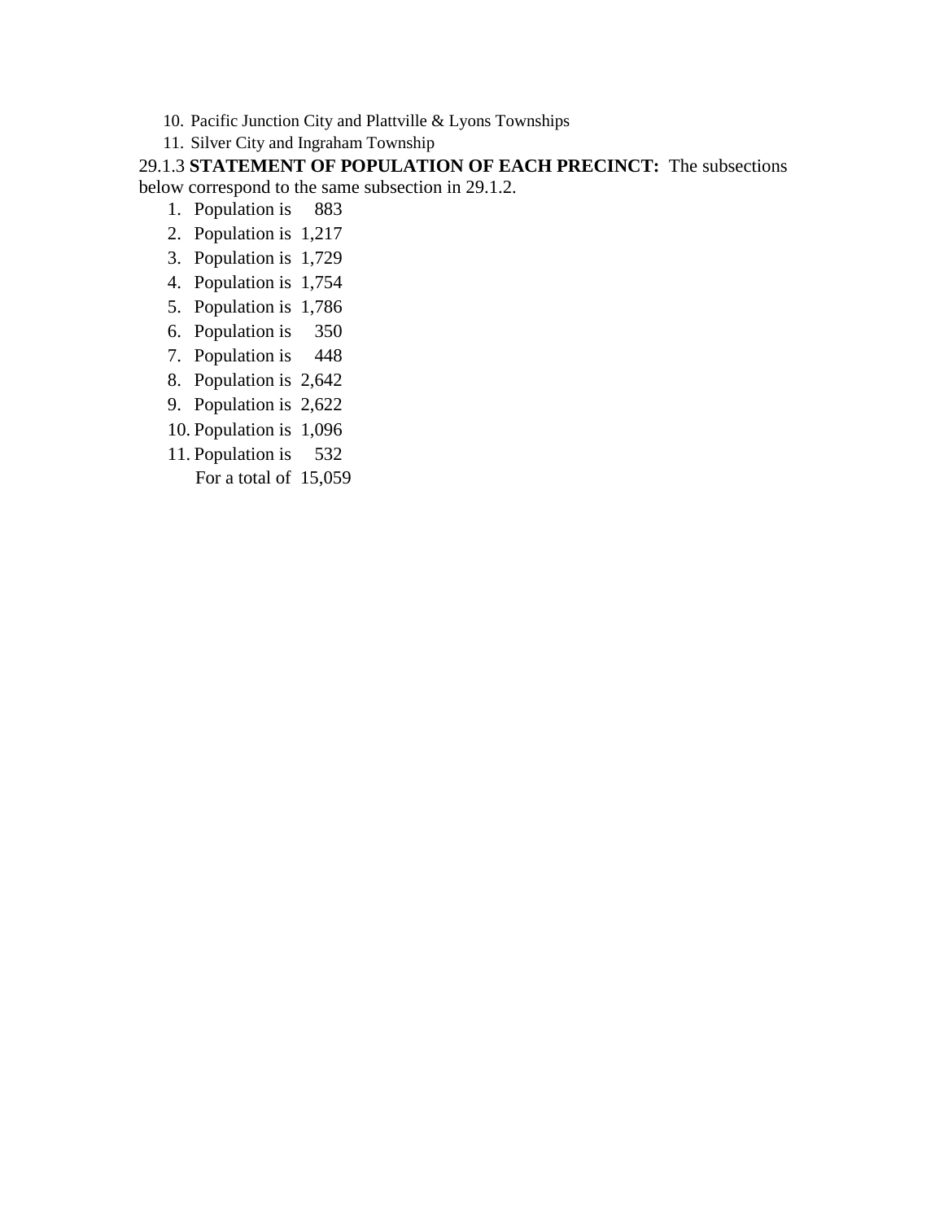10. Pacific Junction City and Plattville & Lyons Townships
11. Silver City and Ingraham Township

29.1.3 **STATEMENT OF POPULATION OF EACH PRECINCT:** The subsections below correspond to the same subsection in 29.1.2.

1. Population is 883
2. Population is 1,217
3. Population is 1,729
4. Population is 1,754
5. Population is 1,786
6. Population is 350
7. Population is 448
8. Population is 2,642
9. Population is 2,622
10. Population is 1,096
11. Population is 532

For a total of 15,059